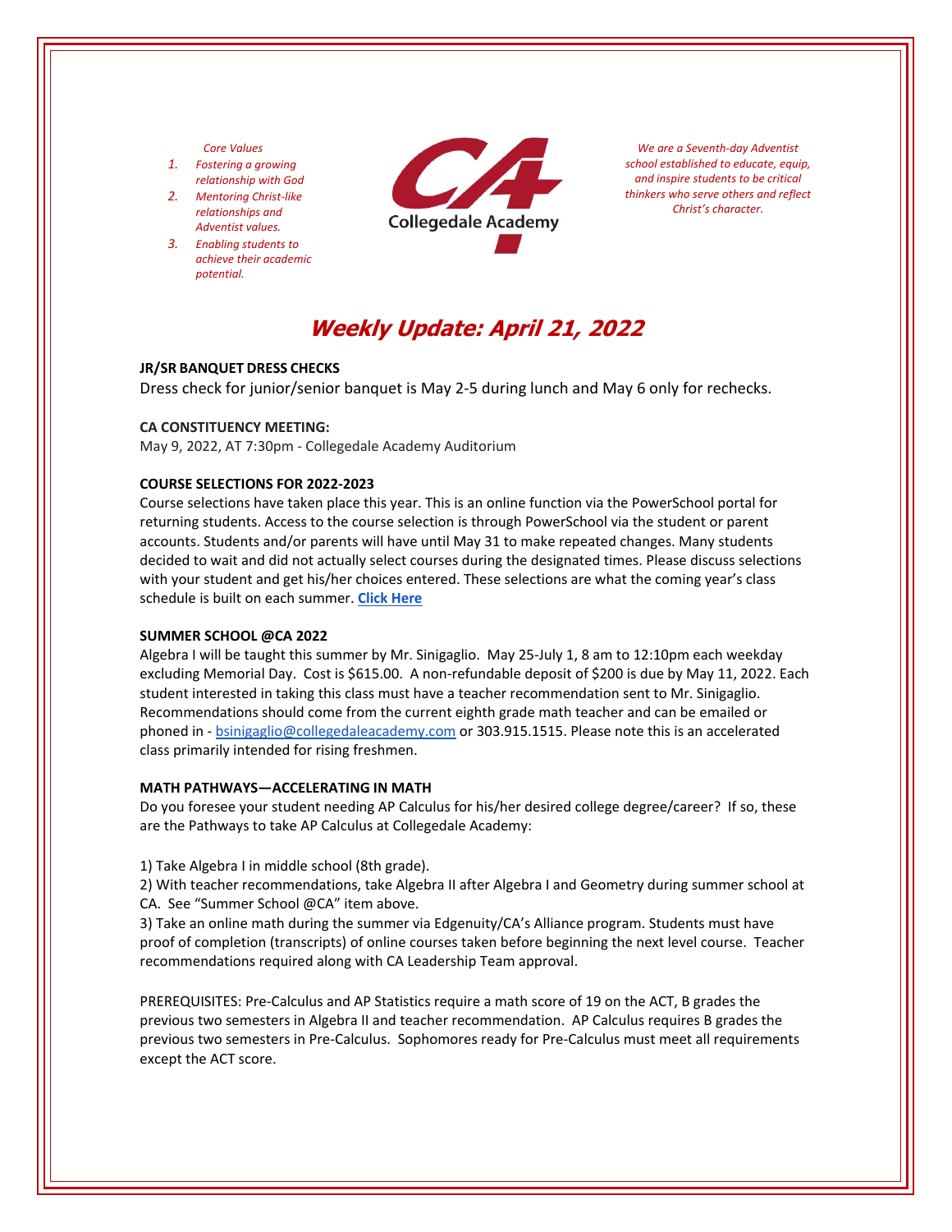*Core Values*

1. *Fostering a growing relationship with God*
2. *Mentoring Christ-like relationships and Adventist values.*
3. *Enabling students to achieve their academic potential.*

Collegedale Academy

*We are a Seventh-day Adventist school established to educate, equip, and inspire students to be critical thinkers who serve others and reflect Christ's character.*

# Weekly Update: April 21, 2022

**JR/SR BANQUET DRESS CHECKS**

Dress check for junior/senior banquet is May 2-5 during lunch and May 6 only for rechecks.

**CA CONSTITUENCY MEETING:**

May 9, 2022, AT 7:30pm - Collegedale Academy Auditorium

**COURSE SELECTIONS FOR 2022-2023**

Course selections have taken place this year. This is an online function via the PowerSchool portal for returning students. Access to the course selection is through PowerSchool via the student or parent accounts. Students and/or parents will have until May 31 to make repeated changes. Many students decided to wait and did not actually select courses during the designated times. Please discuss selections with your student and get his/her choices entered. These selections are what the coming year's class schedule is built on each summer. **Click Here**

**SUMMER SCHOOL @CA 2022**

Algebra I will be taught this summer by Mr. Sinigaglio. May 25-July 1, 8 am to 12:10pm each weekday excluding Memorial Day. Cost is $615.00. A non-refundable deposit of $200 is due by May 11, 2022. Each student interested in taking this class must have a teacher recommendation sent to Mr. Sinigaglio. Recommendations should come from the current eighth grade math teacher and can be emailed or phoned in - bsinigaglio@collegedaleacademy.com or 303.915.1515. Please note this is an accelerated class primarily intended for rising freshmen.

**MATH PATHWAYS—ACCELERATING IN MATH**

Do you foresee your student needing AP Calculus for his/her desired college degree/career? If so, these are the Pathways to take AP Calculus at Collegedale Academy:

1) Take Algebra I in middle school (8th grade).
2) With teacher recommendations, take Algebra II after Algebra I and Geometry during summer school at CA. See "Summer School @CA" item above.
3) Take an online math during the summer via Edgenuity/CA's Alliance program. Students must have proof of completion (transcripts) of online courses taken before beginning the next level course. Teacher recommendations required along with CA Leadership Team approval.

PREREQUISITES: Pre-Calculus and AP Statistics require a math score of 19 on the ACT, B grades the previous two semesters in Algebra II and teacher recommendation. AP Calculus requires B grades the previous two semesters in Pre-Calculus. Sophomores ready for Pre-Calculus must meet all requirements except the ACT score.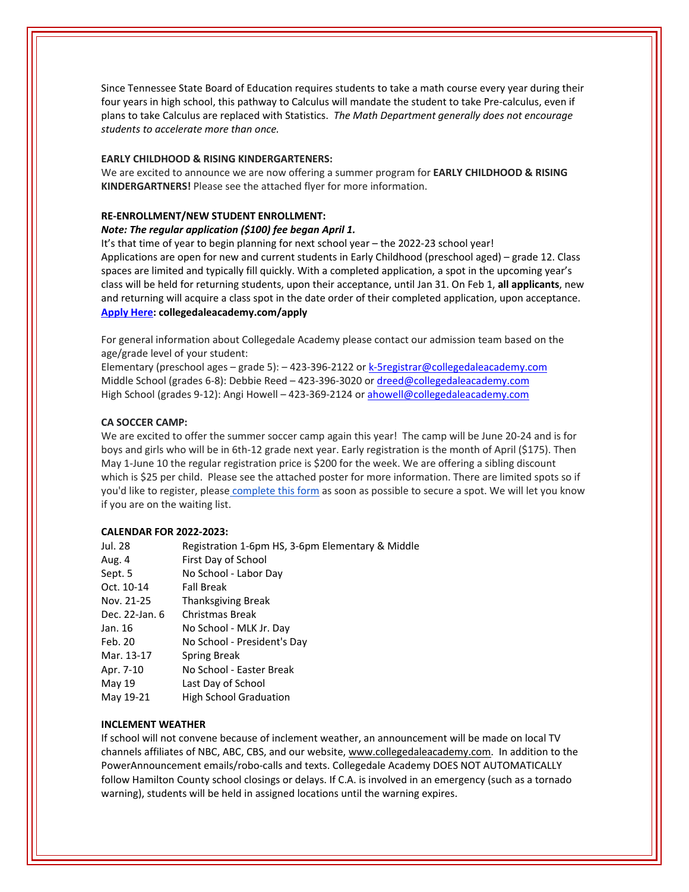Since Tennessee State Board of Education requires students to take a math course every year during their four years in high school, this pathway to Calculus will mandate the student to take Pre-calculus, even if plans to take Calculus are replaced with Statistics. *The Math Department generally does not encourage students to accelerate more than once.*

**EARLY CHILDHOOD & RISING KINDERGARTENERS:**

We are excited to announce we are now offering a summer program for **EARLY CHILDHOOD & RISING KINDERGARTNERS!** Please see the attached flyer for more information.

**RE-ENROLLMENT/NEW STUDENT ENROLLMENT:**

***Note: The regular application ($100) fee began April 1.***

It's that time of year to begin planning for next school year – the 2022-23 school year!

Applications are open for new and current students in Early Childhood (preschool aged) – grade 12. Class spaces are limited and typically fill quickly. With a completed application, a spot in the upcoming year's class will be held for returning students, upon their acceptance, until Jan 31. On Feb 1, **all applicants**, new and returning will acquire a class spot in the date order of their completed application, upon acceptance.

**Apply Here: collegedaleacademy.com/apply**

For general information about Collegedale Academy please contact our admission team based on the age/grade level of your student:

Elementary (preschool ages – grade 5): – 423-396-2122 or k-5registrar@collegedaleacademy.com
Middle School (grades 6-8): Debbie Reed – 423-396-3020 or dreed@collegedaleacademy.com
High School (grades 9-12): Angi Howell – 423-369-2124 or ahowell@collegedaleacademy.com

**CA SOCCER CAMP:**

We are excited to offer the summer soccer camp again this year! The camp will be June 20-24 and is for boys and girls who will be in 6th-12 grade next year. Early registration is the month of April ($175). Then May 1-June 10 the regular registration price is $200 for the week. We are offering a sibling discount which is $25 per child. Please see the attached poster for more information. There are limited spots so if you'd like to register, please complete this form as soon as possible to secure a spot. We will let you know if you are on the waiting list.

**CALENDAR FOR 2022-2023:**

| | |
|---|---|
| Jul. 28 | Registration 1-6pm HS, 3-6pm Elementary & Middle |
| Aug. 4 | First Day of School |
| Sept. 5 | No School - Labor Day |
| Oct. 10-14 | Fall Break |
| Nov. 21-25 | Thanksgiving Break |
| Dec. 22-Jan. 6 | Christmas Break |
| Jan. 16 | No School - MLK Jr. Day |
| Feb. 20 | No School - President's Day |
| Mar. 13-17 | Spring Break |
| Apr. 7-10 | No School - Easter Break |
| May 19 | Last Day of School |
| May 19-21 | High School Graduation |

**INCLEMENT WEATHER**

If school will not convene because of inclement weather, an announcement will be made on local TV channels affiliates of NBC, ABC, CBS, and our website, www.collegedaleacademy.com. In addition to the PowerAnnouncement emails/robo-calls and texts. Collegedale Academy DOES NOT AUTOMATICALLY follow Hamilton County school closings or delays. If C.A. is involved in an emergency (such as a tornado warning), students will be held in assigned locations until the warning expires.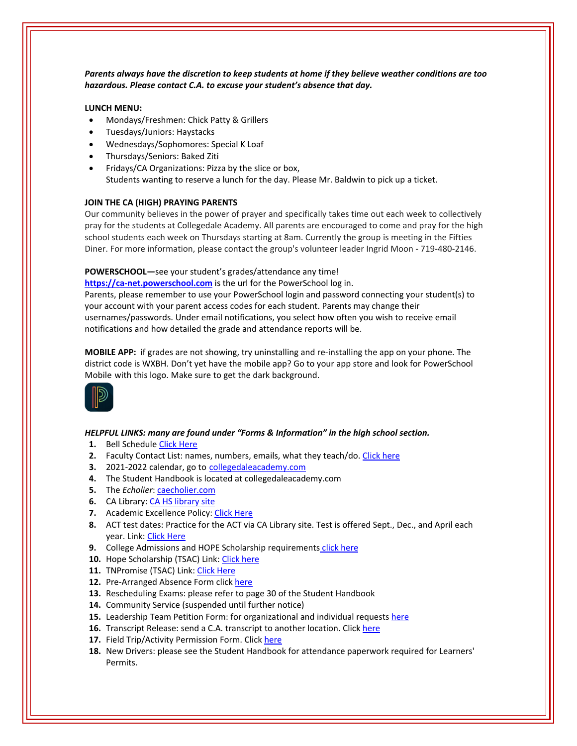***Parents always have the discretion to keep students at home if they believe weather conditions are too hazardous. Please contact C.A. to excuse your student's absence that day.***

**LUNCH MENU:**

- Mondays/Freshmen: Chick Patty & Grillers
- Tuesdays/Juniors: Haystacks
- Wednesdays/Sophomores: Special K Loaf
- Thursdays/Seniors: Baked Ziti
- Fridays/CA Organizations: Pizza by the slice or box,
  Students wanting to reserve a lunch for the day. Please Mr. Baldwin to pick up a ticket.

**JOIN THE CA (HIGH) PRAYING PARENTS**

Our community believes in the power of prayer and specifically takes time out each week to collectively pray for the students at Collegedale Academy. All parents are encouraged to come and pray for the high school students each week on Thursdays starting at 8am. Currently the group is meeting in the Fifties Diner. For more information, please contact the group's volunteer leader Ingrid Moon - 719-480-2146.

**POWERSCHOOL—**see your student's grades/attendance any time!
**https://ca-net.powerschool.com** is the url for the PowerSchool log in.
Parents, please remember to use your PowerSchool login and password connecting your student(s) to your account with your parent access codes for each student. Parents may change their usernames/passwords. Under email notifications, you select how often you wish to receive email notifications and how detailed the grade and attendance reports will be.

**MOBILE APP:** if grades are not showing, try uninstalling and re-installing the app on your phone. The district code is WXBH. Don't yet have the mobile app? Go to your app store and look for PowerSchool Mobile with this logo. Make sure to get the dark background.

***HELPFUL LINKS: many are found under "Forms & Information" in the high school section.***

1. Bell Schedule Click Here
2. Faculty Contact List: names, numbers, emails, what they teach/do. Click here
3. 2021-2022 calendar, go to collegedaleacademy.com
4. The Student Handbook is located at collegedaleacademy.com
5. The *Echolier*: caecholier.com
6. CA Library: CA HS library site
7. Academic Excellence Policy: Click Here
8. ACT test dates: Practice for the ACT via CA Library site. Test is offered Sept., Dec., and April each year. Link: Click Here
9. College Admissions and HOPE Scholarship requirements click here
10. Hope Scholarship (TSAC) Link: Click here
11. TNPromise (TSAC) Link: Click Here
12. Pre-Arranged Absence Form click here
13. Rescheduling Exams: please refer to page 30 of the Student Handbook
14. Community Service (suspended until further notice)
15. Leadership Team Petition Form: for organizational and individual requests here
16. Transcript Release: send a C.A. transcript to another location. Click here
17. Field Trip/Activity Permission Form. Click here
18. New Drivers: please see the Student Handbook for attendance paperwork required for Learners' Permits.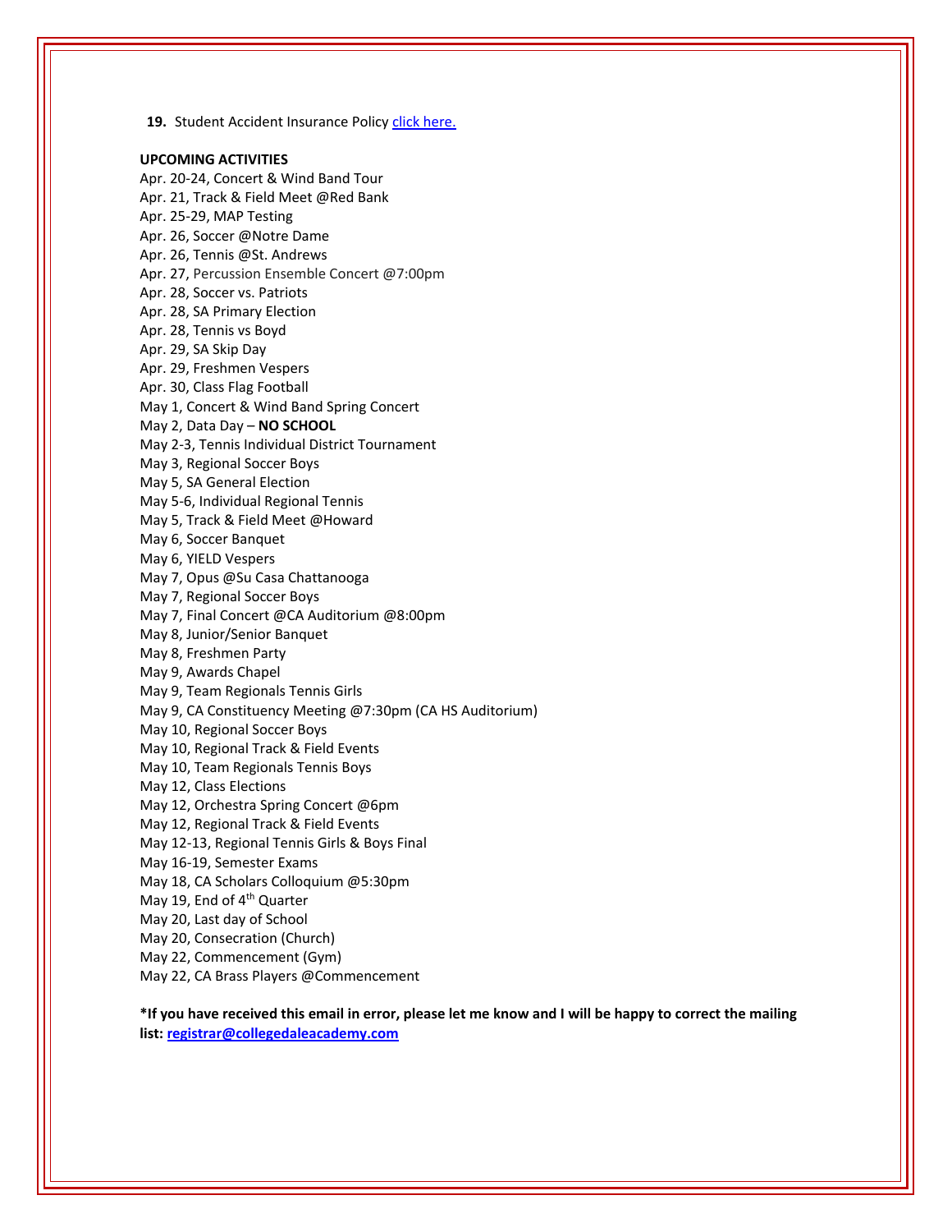**19.** Student Accident Insurance Policy [click here.]

**UPCOMING ACTIVITIES**

Apr. 20-24, Concert & Wind Band Tour
Apr. 21, Track & Field Meet @Red Bank
Apr. 25-29, MAP Testing
Apr. 26, Soccer @Notre Dame
Apr. 26, Tennis @St. Andrews
Apr. 27, Percussion Ensemble Concert @7:00pm
Apr. 28, Soccer vs. Patriots
Apr. 28, SA Primary Election
Apr. 28, Tennis vs Boyd
Apr. 29, SA Skip Day
Apr. 29, Freshmen Vespers
Apr. 30, Class Flag Football
May 1, Concert & Wind Band Spring Concert
May 2, Data Day – **NO SCHOOL**
May 2-3, Tennis Individual District Tournament
May 3, Regional Soccer Boys
May 5, SA General Election
May 5-6, Individual Regional Tennis
May 5, Track & Field Meet @Howard
May 6, Soccer Banquet
May 6, YIELD Vespers
May 7, Opus @Su Casa Chattanooga
May 7, Regional Soccer Boys
May 7, Final Concert @CA Auditorium @8:00pm
May 8, Junior/Senior Banquet
May 8, Freshmen Party
May 9, Awards Chapel
May 9, Team Regionals Tennis Girls
May 9, CA Constituency Meeting @7:30pm (CA HS Auditorium)
May 10, Regional Soccer Boys
May 10, Regional Track & Field Events
May 10, Team Regionals Tennis Boys
May 12, Class Elections
May 12, Orchestra Spring Concert @6pm
May 12, Regional Track & Field Events
May 12-13, Regional Tennis Girls & Boys Final
May 16-19, Semester Exams
May 18, CA Scholars Colloquium @5:30pm
May 19, End of 4th Quarter
May 20, Last day of School
May 20, Consecration (Church)
May 22, Commencement (Gym)
May 22, CA Brass Players @Commencement

**\*If you have received this email in error, please let me know and I will be happy to correct the mailing list: registrar@collegedaleacademy.com**